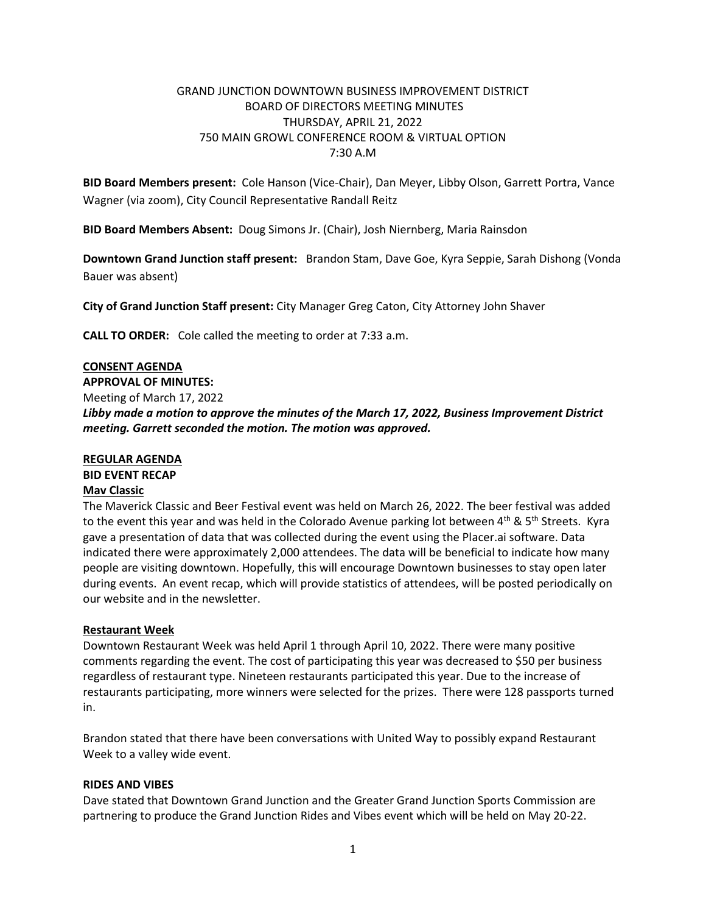# GRAND JUNCTION DOWNTOWN BUSINESS IMPROVEMENT DISTRICT
## BOARD OF DIRECTORS MEETING MINUTES
### THURSDAY, APRIL 21, 2022
### 750 MAIN GROWL CONFERENCE ROOM & VIRTUAL OPTION
### 7:30 A.M

**BID Board Members present:** Cole Hanson (Vice-Chair), Dan Meyer, Libby Olson, Garrett Portra, Vance Wagner (via zoom), City Council Representative Randall Reitz

**BID Board Members Absent:** Doug Simons Jr. (Chair), Josh Niernberg, Maria Rainsdon

**Downtown Grand Junction staff present:** Brandon Stam, Dave Goe, Kyra Seppie, Sarah Dishong (Vonda Bauer was absent)

**City of Grand Junction Staff present:** City Manager Greg Caton, City Attorney John Shaver

**CALL TO ORDER:** Cole called the meeting to order at 7:33 a.m.

**CONSENT AGENDA**

**APPROVAL OF MINUTES:**

Meeting of March 17, 2022

***Libby made a motion to approve the minutes of the March 17, 2022, Business Improvement District meeting. Garrett seconded the motion. The motion was approved.***

**REGULAR AGENDA**

**BID EVENT RECAP**

**Mav Classic**

The Maverick Classic and Beer Festival event was held on March 26, 2022. The beer festival was added to the event this year and was held in the Colorado Avenue parking lot between 4th & 5th Streets. Kyra gave a presentation of data that was collected during the event using the Placer.ai software. Data indicated there were approximately 2,000 attendees. The data will be beneficial to indicate how many people are visiting downtown. Hopefully, this will encourage Downtown businesses to stay open later during events. An event recap, which will provide statistics of attendees, will be posted periodically on our website and in the newsletter.

**Restaurant Week**

Downtown Restaurant Week was held April 1 through April 10, 2022. There were many positive comments regarding the event. The cost of participating this year was decreased to $50 per business regardless of restaurant type. Nineteen restaurants participated this year. Due to the increase of restaurants participating, more winners were selected for the prizes. There were 128 passports turned in.

Brandon stated that there have been conversations with United Way to possibly expand Restaurant Week to a valley wide event.

**RIDES AND VIBES**

Dave stated that Downtown Grand Junction and the Greater Grand Junction Sports Commission are partnering to produce the Grand Junction Rides and Vibes event which will be held on May 20-22.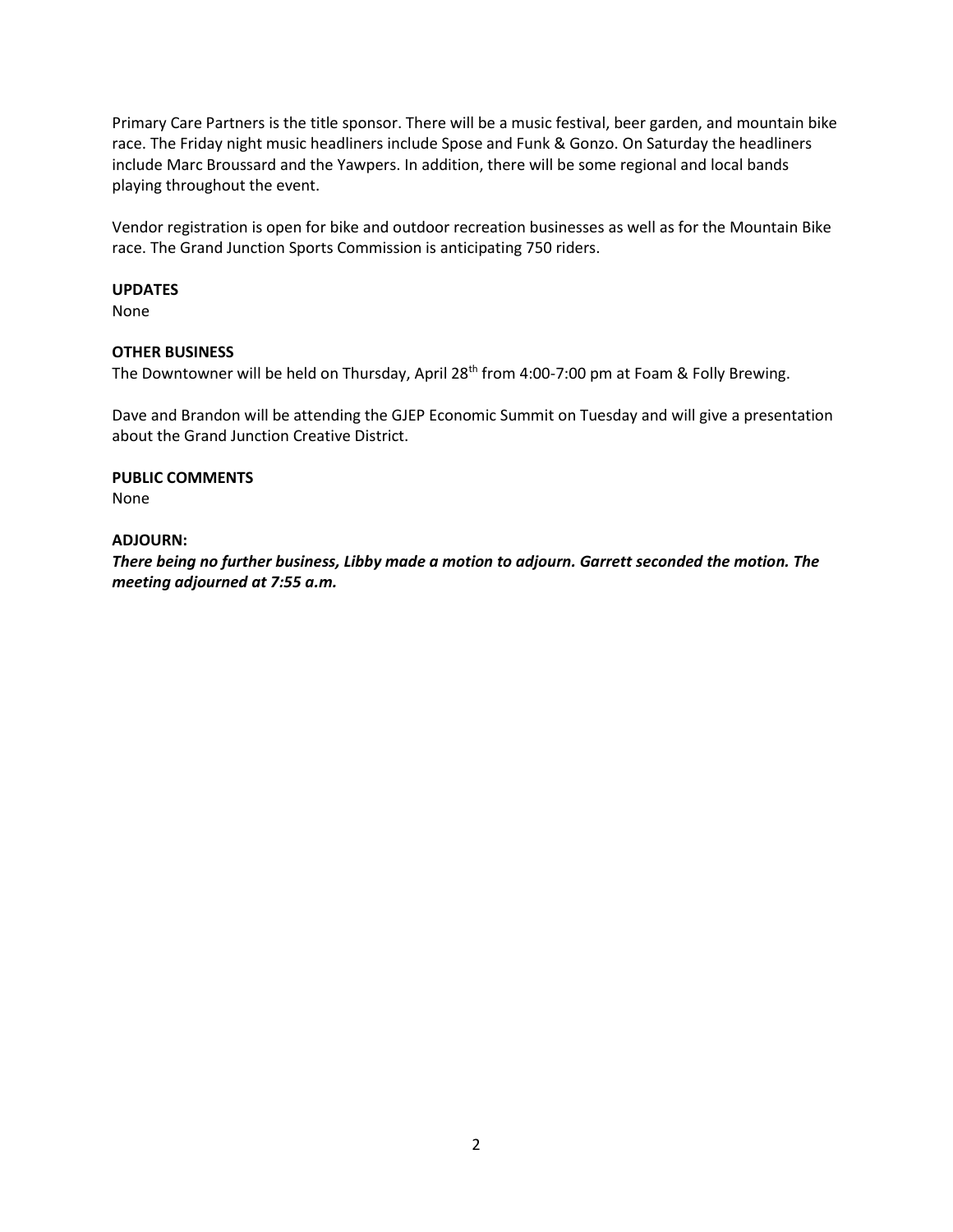Primary Care Partners is the title sponsor. There will be a music festival, beer garden, and mountain bike race. The Friday night music headliners include Spose and Funk & Gonzo. On Saturday the headliners include Marc Broussard and the Yawpers. In addition, there will be some regional and local bands playing throughout the event.

Vendor registration is open for bike and outdoor recreation businesses as well as for the Mountain Bike race. The Grand Junction Sports Commission is anticipating 750 riders.

**UPDATES**

None

**OTHER BUSINESS**

The Downtowner will be held on Thursday, April 28th from 4:00-7:00 pm at Foam & Folly Brewing.

Dave and Brandon will be attending the GJEP Economic Summit on Tuesday and will give a presentation about the Grand Junction Creative District.

**PUBLIC COMMENTS**

None

**ADJOURN:**

***There being no further business, Libby made a motion to adjourn. Garrett seconded the motion. The meeting adjourned at 7:55 a.m.***